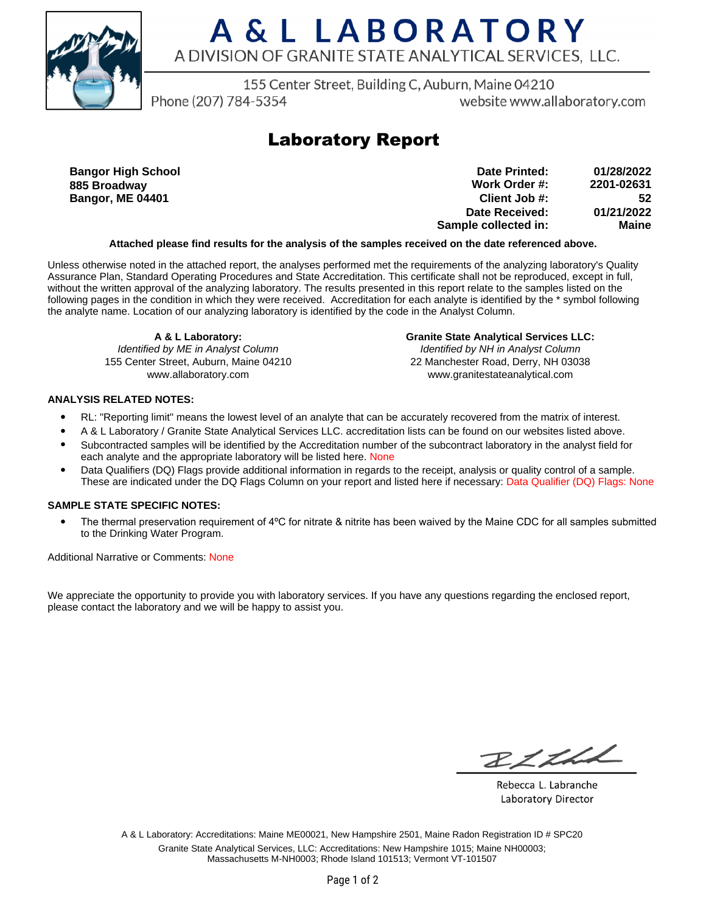# A & L LABORATORY

A DIVISION OF GRANITE STATE ANALYTICAL SERVICES, LLC.

155 Center Street, Building C, Auburn, Maine 04210
Phone (207) 784-5354 website www.allaboratory.com

## Laboratory Report

**Bangor High School**
**885 Broadway**
**Bangor, ME 04401**

| | |
|---|---|
| **Date Printed:** | **01/28/2022** |
| **Work Order #:** | **2201-02631** |
| **Client Job #:** | **52** |
| **Date Received:** | **01/21/2022** |
| **Sample collected in:** | **Maine** |

**Attached please find results for the analysis of the samples received on the date referenced above.**

Unless otherwise noted in the attached report, the analyses performed met the requirements of the analyzing laboratory's Quality Assurance Plan, Standard Operating Procedures and State Accreditation. This certificate shall not be reproduced, except in full, without the written approval of the analyzing laboratory. The results presented in this report relate to the samples listed on the following pages in the condition in which they were received. Accreditation for each analyte is identified by the * symbol following the analyte name. Location of our analyzing laboratory is identified by the code in the Analyst Column.

**A & L Laboratory:**
*Identified by ME in Analyst Column*
155 Center Street, Auburn, Maine 04210
www.allaboratory.com

**Granite State Analytical Services LLC:**
*Identified by NH in Analyst Column*
22 Manchester Road, Derry, NH 03038
www.granitestateanalytical.com

**ANALYSIS RELATED NOTES:**

- RL: "Reporting limit" means the lowest level of an analyte that can be accurately recovered from the matrix of interest.
- A & L Laboratory / Granite State Analytical Services LLC. accreditation lists can be found on our websites listed above.
- Subcontracted samples will be identified by the Accreditation number of the subcontract laboratory in the analyst field for each analyte and the appropriate laboratory will be listed here. None
- Data Qualifiers (DQ) Flags provide additional information in regards to the receipt, analysis or quality control of a sample. These are indicated under the DQ Flags Column on your report and listed here if necessary: Data Qualifier (DQ) Flags: None

**SAMPLE STATE SPECIFIC NOTES:**

- The thermal preservation requirement of 4ºC for nitrate & nitrite has been waived by the Maine CDC for all samples submitted to the Drinking Water Program.

Additional Narrative or Comments: None

We appreciate the opportunity to provide you with laboratory services. If you have any questions regarding the enclosed report, please contact the laboratory and we will be happy to assist you.

Rebecca L. Labranche
Laboratory Director

A & L Laboratory: Accreditations: Maine ME00021, New Hampshire 2501, Maine Radon Registration ID # SPC20
Granite State Analytical Services, LLC: Accreditations: New Hampshire 1015; Maine NH00003; Massachusetts M-NH0003; Rhode Island 101513; Vermont VT-101507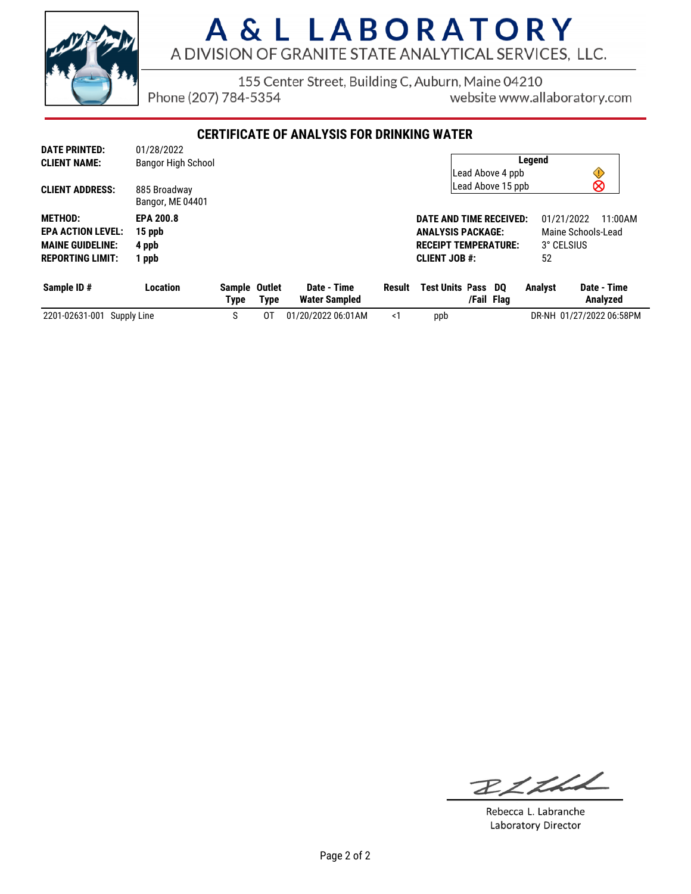# A & L LABORATORY

A DIVISION OF GRANITE STATE ANALYTICAL SERVICES, LLC.

155 Center Street, Building C, Auburn, Maine 04210

Phone (207) 784-5354 website www.allaboratory.com

## CERTIFICATE OF ANALYSIS FOR DRINKING WATER

**DATE PRINTED:** 01/28/2022

**CLIENT NAME:** Bangor High School

**CLIENT ADDRESS:** 885 Broadway
Bangor, ME 04401

| Legend | |
|---|---|
| Lead Above 4 ppb | ⚠ |
| Lead Above 15 ppb | ⊗ |

**METHOD:** **EPA 200.8**

**EPA ACTION LEVEL:** **15 ppb**

**MAINE GUIDELINE:** **4 ppb**

**REPORTING LIMIT:** **1 ppb**

**DATE AND TIME RECEIVED:** 01/21/2022 11:00AM

**ANALYSIS PACKAGE:** Maine Schools-Lead

**RECEIPT TEMPERATURE:** 3° CELSIUS

**CLIENT JOB #:** 52

| Sample ID # | Location | Sample Type | Outlet Type | Date - Time Water Sampled | Result | Test Units | Pass /Fail | DQ Flag | Analyst | Date - Time Analyzed |
|---|---|---|---|---|---|---|---|---|---|---|
| 2201-02631-001 | Supply Line | S | OT | 01/20/2022 06:01AM | <1 | ppb | | | DR-NH | 01/27/2022 06:58PM |

Rebecca L. Labranche
Laboratory Director